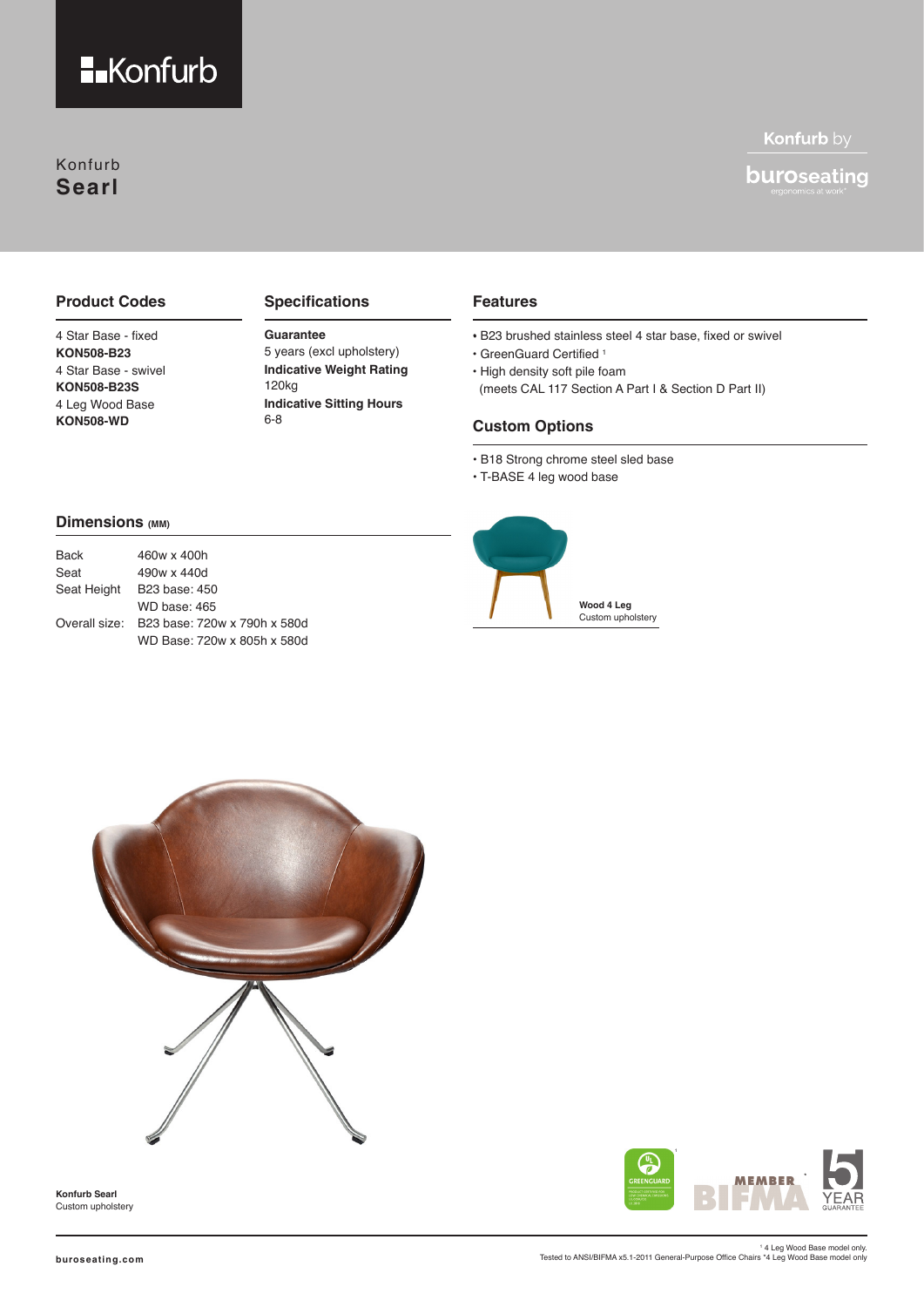# Konfurb Searl

Konfurb by buroseating

## Product Codes

4 Star Base - fixed
**KON508-B23**
4 Star Base - swivel
**KON508-B23S**
4 Leg Wood Base
**KON508-WD**

## Specifications

**Guarantee**
5 years (excl upholstery)
**Indicative Weight Rating**
120kg
**Indicative Sitting Hours**
6-8

## Features

- B23 brushed stainless steel 4 star base, fixed or swivel
- GreenGuard Certified [1]
- High density soft pile foam (meets CAL 117 Section A Part I & Section D Part II)

## Custom Options

- B18 Strong chrome steel sled base
- T-BASE 4 leg wood base

## Dimensions (MM)

| | |
|---|---|
| Back | 460w x 400h |
| Seat | 490w x 440d |
| Seat Height | B23 base: 450 |
| | WD base: 465 |
| Overall size: | B23 base: 720w x 790h x 580d |
| | WD Base: 720w x 805h x 580d |

**Wood 4 Leg**
Custom upholstery

**Konfurb Searl**
Custom upholstery

buroseating.com

[1] 4 Leg Wood Base model only.
Tested to ANSI/BIFMA x5.1-2011 General-Purpose Office Chairs *4 Leg Wood Base model only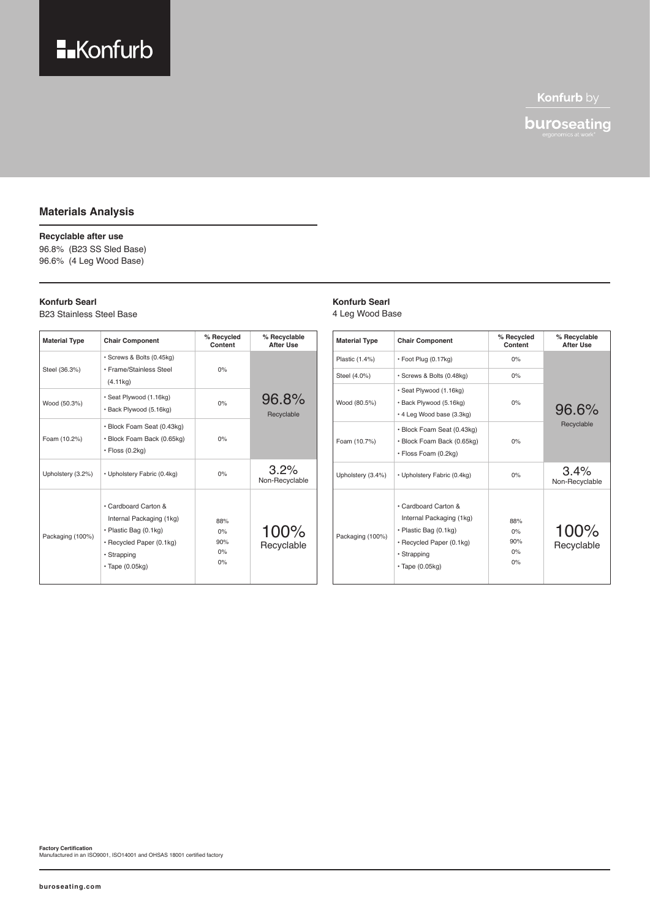Konfurb

Konfurb by

buroseating
ergonomics at work

## Materials Analysis

**Recyclable after use**

96.8% (B23 SS Sled Base)
96.6% (4 Leg Wood Base)

### Konfurb Searl

B23 Stainless Steel Base

| Material Type | Chair Component | % Recycled Content | % Recyclable After Use |
|---|---|---|---|
| Steel (36.3%) | • Screws & Bolts (0.45kg)<br>• Frame/Stainless Steel (4.11kg) | 0% | 96.8% Recyclable |
| Wood (50.3%) | • Seat Plywood (1.16kg)<br>• Back Plywood (5.16kg) | 0% | |
| Foam (10.2%) | • Block Foam Seat (0.43kg)<br>• Block Foam Back (0.65kg)<br>• Floss (0.2kg) | 0% | |
| Upholstery (3.2%) | • Upholstery Fabric (0.4kg) | 0% | 3.2% Non-Recyclable |
| Packaging (100%) | • Cardboard Carton & Internal Packaging (1kg)<br>• Plastic Bag (0.1kg)<br>• Recycled Paper (0.1kg)<br>• Strapping<br>• Tape (0.05kg) | 88%<br>0%<br>90%<br>0%<br>0% | 100% Recyclable |

### Konfurb Searl

4 Leg Wood Base

| Material Type | Chair Component | % Recycled Content | % Recyclable After Use |
|---|---|---|---|
| Plastic (1.4%) | • Foot Plug (0.17kg) | 0% | 96.6% Recyclable |
| Steel (4.0%) | • Screws & Bolts (0.48kg) | 0% | |
| Wood (80.5%) | • Seat Plywood (1.16kg)<br>• Back Plywood (5.16kg)<br>• 4 Leg Wood base (3.3kg) | 0% | |
| Foam (10.7%) | • Block Foam Seat (0.43kg)<br>• Block Foam Back (0.65kg)<br>• Floss Foam (0.2kg) | 0% | |
| Upholstery (3.4%) | • Upholstery Fabric (0.4kg) | 0% | 3.4% Non-Recyclable |
| Packaging (100%) | • Cardboard Carton & Internal Packaging (1kg)<br>• Plastic Bag (0.1kg)<br>• Recycled Paper (0.1kg)<br>• Strapping<br>• Tape (0.05kg) | 88%<br>0%<br>90%<br>0%<br>0% | 100% Recyclable |

**Factory Certification**
Manufactured in an ISO9001, ISO14001 and OHSAS 18001 certified factory

**buroseating.com**